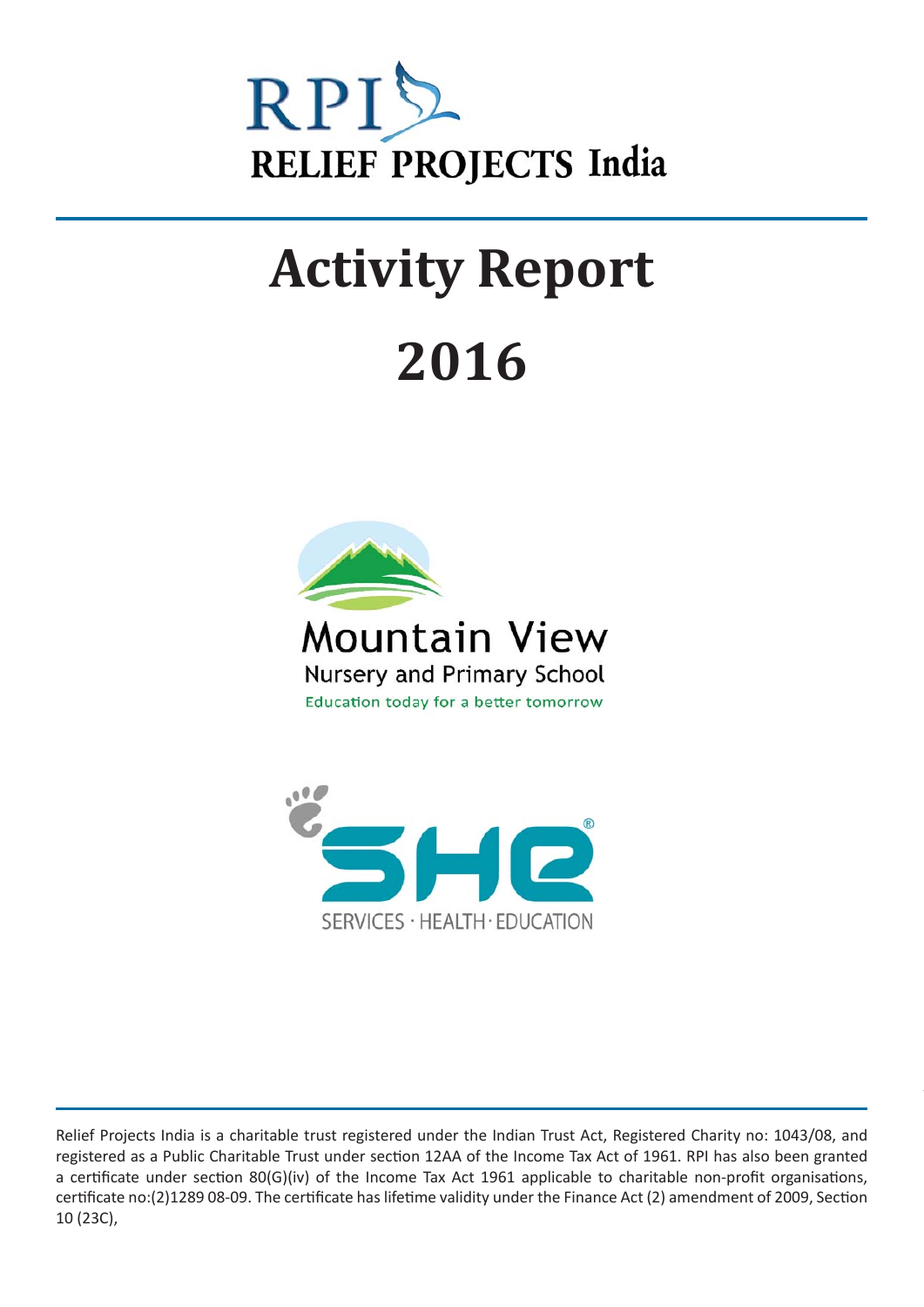RPI
RELIEF PROJECTS India

# Activity Report

# 2016

Mountain View
Nursery and Primary School
Education today for a better tomorrow

SHE®
SERVICES · HEALTH · EDUCATION

Relief Projects India is a charitable trust registered under the Indian Trust Act, Registered Charity no: 1043/08, and registered as a Public Charitable Trust under section 12AA of the Income Tax Act of 1961. RPI has also been granted a certificate under section 80(G)(iv) of the Income Tax Act 1961 applicable to charitable non-profit organisations, certificate no:(2)1289 08-09. The certificate has lifetime validity under the Finance Act (2) amendment of 2009, Section 10 (23C),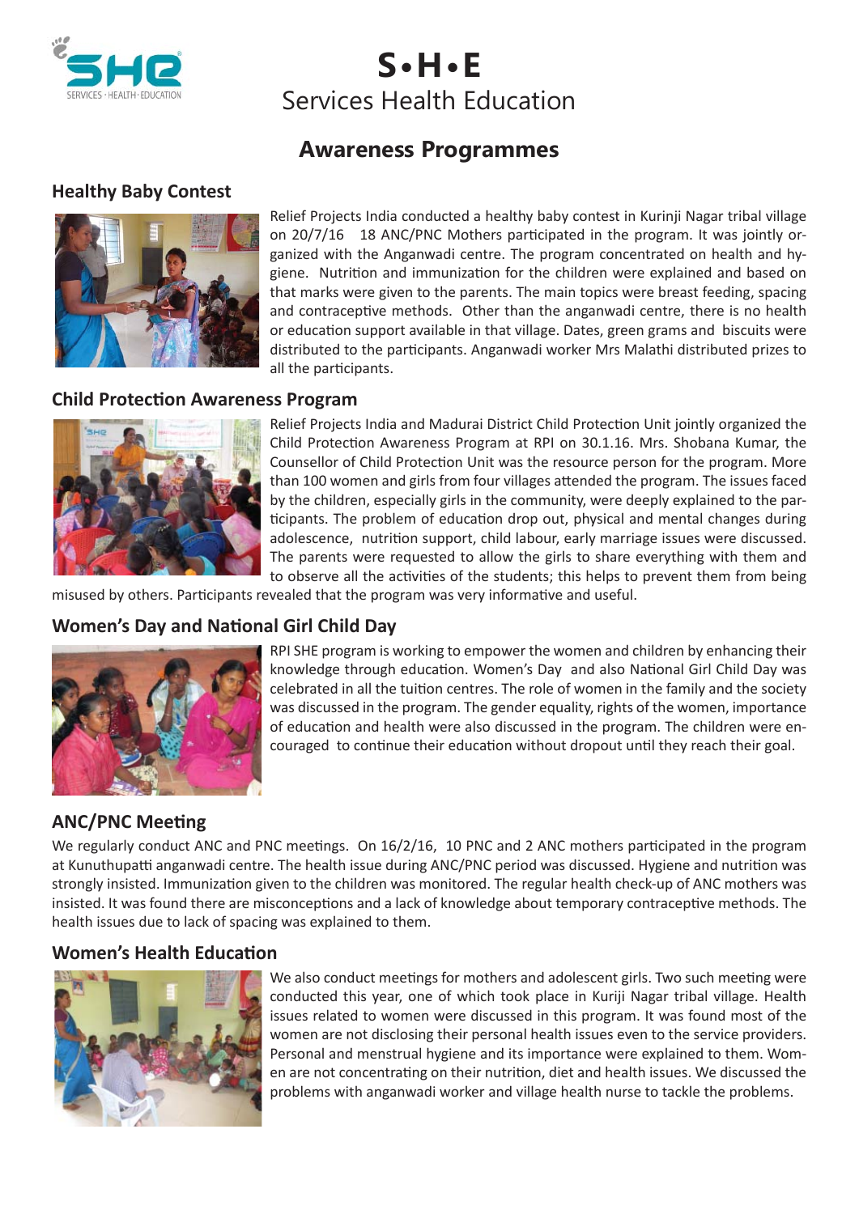S•H•E

Services Health Education

## Awareness Programmes

### Healthy Baby Contest

Relief Projects India conducted a healthy baby contest in Kurinji Nagar tribal village on 20/7/16  18 ANC/PNC Mothers participated in the program. It was jointly organized with the Anganwadi centre. The program concentrated on health and hygiene. Nutrition and immunization for the children were explained and based on that marks were given to the parents. The main topics were breast feeding, spacing and contraceptive methods. Other than the anganwadi centre, there is no health or education support available in that village. Dates, green grams and biscuits were distributed to the participants. Anganwadi worker Mrs Malathi distributed prizes to all the participants.

### Child Protection Awareness Program

Relief Projects India and Madurai District Child Protection Unit jointly organized the Child Protection Awareness Program at RPI on 30.1.16. Mrs. Shobana Kumar, the Counsellor of Child Protection Unit was the resource person for the program. More than 100 women and girls from four villages attended the program. The issues faced by the children, especially girls in the community, were deeply explained to the participants. The problem of education drop out, physical and mental changes during adolescence, nutrition support, child labour, early marriage issues were discussed. The parents were requested to allow the girls to share everything with them and to observe all the activities of the students; this helps to prevent them from being misused by others. Participants revealed that the program was very informative and useful.

### Women's Day and National Girl Child Day

RPI SHE program is working to empower the women and children by enhancing their knowledge through education. Women's Day and also National Girl Child Day was celebrated in all the tuition centres. The role of women in the family and the society was discussed in the program. The gender equality, rights of the women, importance of education and health were also discussed in the program. The children were encouraged to continue their education without dropout until they reach their goal.

### ANC/PNC Meeting

We regularly conduct ANC and PNC meetings. On 16/2/16, 10 PNC and 2 ANC mothers participated in the program at Kunuthupatti anganwadi centre. The health issue during ANC/PNC period was discussed. Hygiene and nutrition was strongly insisted. Immunization given to the children was monitored. The regular health check-up of ANC mothers was insisted. It was found there are misconceptions and a lack of knowledge about temporary contraceptive methods. The health issues due to lack of spacing was explained to them.

### Women's Health Education

We also conduct meetings for mothers and adolescent girls. Two such meeting were conducted this year, one of which took place in Kuriji Nagar tribal village. Health issues related to women were discussed in this program. It was found most of the women are not disclosing their personal health issues even to the service providers. Personal and menstrual hygiene and its importance were explained to them. Women are not concentrating on their nutrition, diet and health issues. We discussed the problems with anganwadi worker and village health nurse to tackle the problems.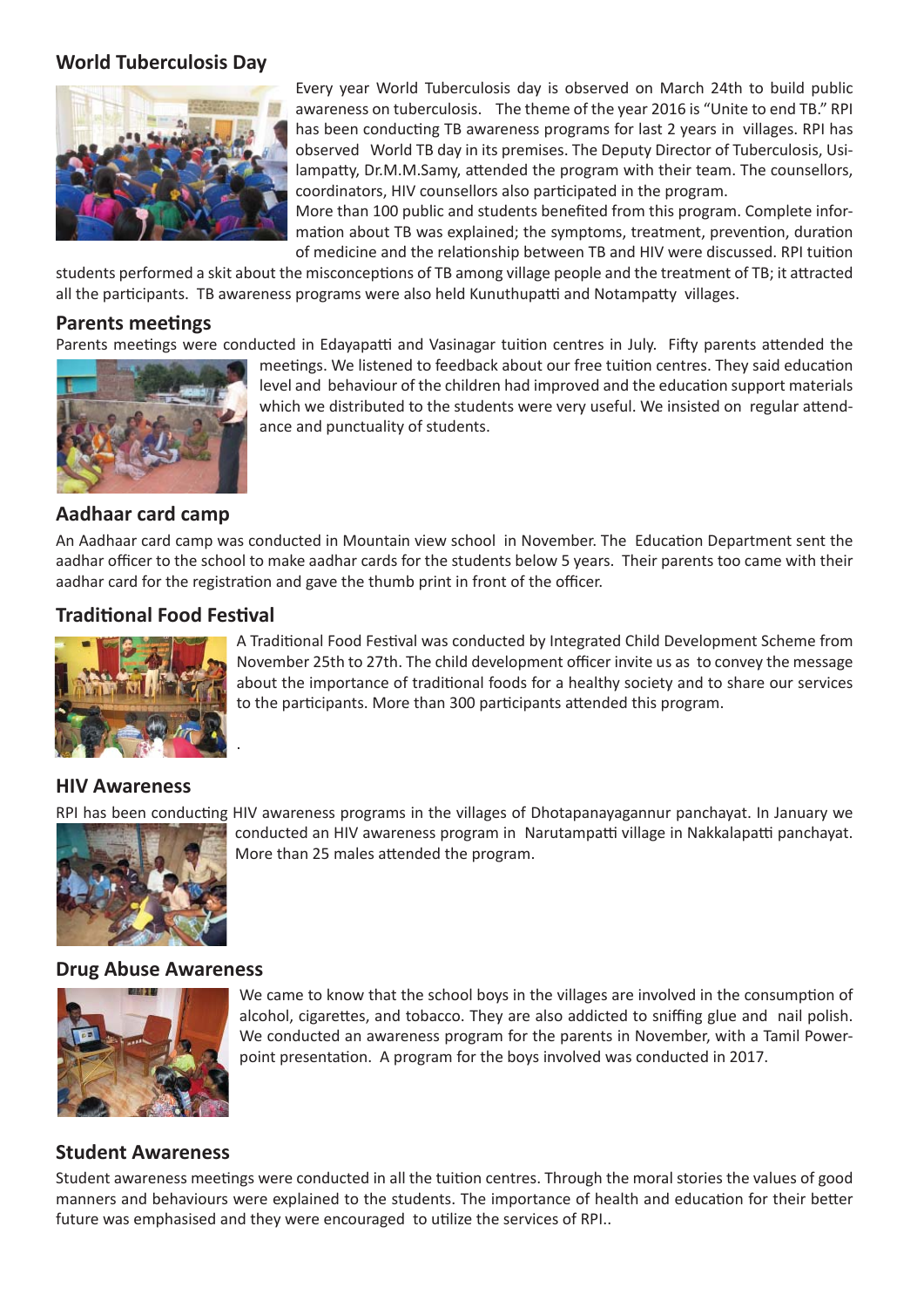## World Tuberculosis Day

Every year World Tuberculosis day is observed on March 24th to build public awareness on tuberculosis. The theme of the year 2016 is "Unite to end TB." RPI has been conducting TB awareness programs for last 2 years in villages. RPI has observed World TB day in its premises. The Deputy Director of Tuberculosis, Usilampatty, Dr.M.M.Samy, attended the program with their team. The counsellors, coordinators, HIV counsellors also participated in the program.

More than 100 public and students benefited from this program. Complete information about TB was explained; the symptoms, treatment, prevention, duration of medicine and the relationship between TB and HIV were discussed. RPI tuition students performed a skit about the misconceptions of TB among village people and the treatment of TB; it attracted all the participants. TB awareness programs were also held Kunuthupatti and Notampatty villages.

## Parents meetings

Parents meetings were conducted in Edayapatti and Vasinagar tuition centres in July. Fifty parents attended the meetings. We listened to feedback about our free tuition centres. They said education level and behaviour of the children had improved and the education support materials which we distributed to the students were very useful. We insisted on regular attendance and punctuality of students.

## Aadhaar card camp

An Aadhaar card camp was conducted in Mountain view school in November. The Education Department sent the aadhar officer to the school to make aadhar cards for the students below 5 years. Their parents too came with their aadhar card for the registration and gave the thumb print in front of the officer.

## Traditional Food Festival

A Traditional Food Festival was conducted by Integrated Child Development Scheme from November 25th to 27th. The child development officer invite us as to convey the message about the importance of traditional foods for a healthy society and to share our services to the participants. More than 300 participants attended this program.

## HIV Awareness

RPI has been conducting HIV awareness programs in the villages of Dhotapanayagannur panchayat. In January we conducted an HIV awareness program in Narutampatti village in Nakkalapatti panchayat. More than 25 males attended the program.

## Drug Abuse Awareness

We came to know that the school boys in the villages are involved in the consumption of alcohol, cigarettes, and tobacco. They are also addicted to sniffing glue and nail polish. We conducted an awareness program for the parents in November, with a Tamil Powerpoint presentation. A program for the boys involved was conducted in 2017.

## Student Awareness

Student awareness meetings were conducted in all the tuition centres. Through the moral stories the values of good manners and behaviours were explained to the students. The importance of health and education for their better future was emphasised and they were encouraged to utilize the services of RPI..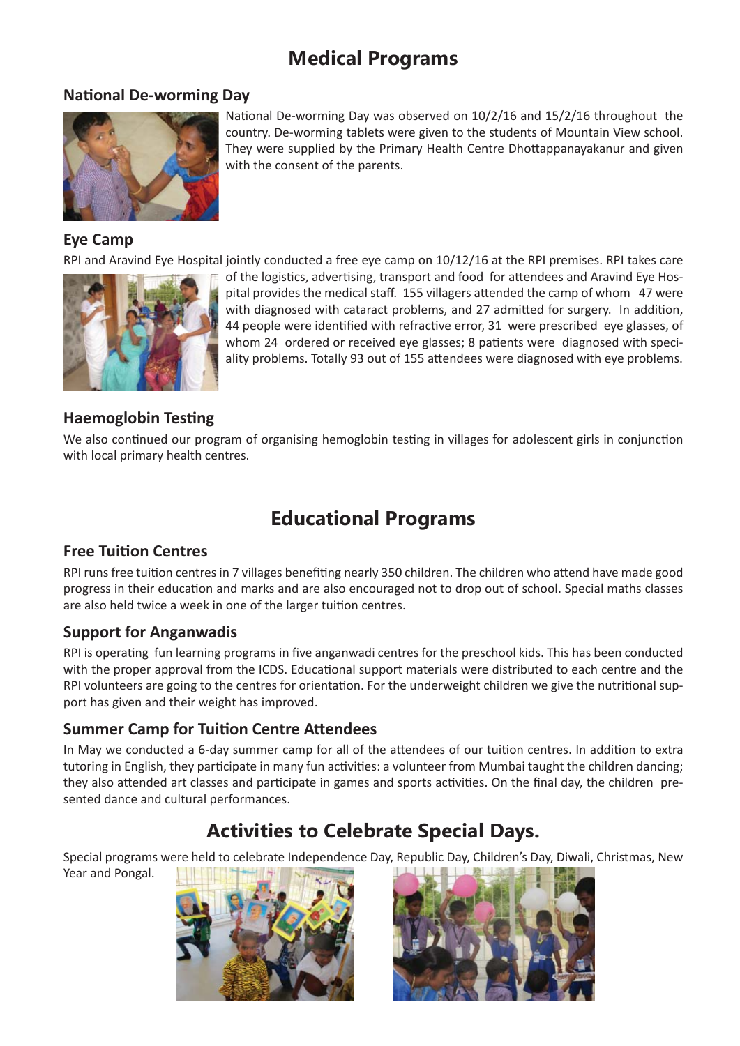# Medical Programs

### National De-worming Day

National De-worming Day was observed on 10/2/16 and 15/2/16 throughout the country. De-worming tablets were given to the students of Mountain View school. They were supplied by the Primary Health Centre Dhottappanayakanur and given with the consent of the parents.

### Eye Camp

RPI and Aravind Eye Hospital jointly conducted a free eye camp on 10/12/16 at the RPI premises. RPI takes care of the logistics, advertising, transport and food for attendees and Aravind Eye Hospital provides the medical staff. 155 villagers attended the camp of whom 47 were with diagnosed with cataract problems, and 27 admitted for surgery. In addition, 44 people were identified with refractive error, 31 were prescribed eye glasses, of whom 24 ordered or received eye glasses; 8 patients were diagnosed with speciality problems. Totally 93 out of 155 attendees were diagnosed with eye problems.

### Haemoglobin Testing

We also continued our program of organising hemoglobin testing in villages for adolescent girls in conjunction with local primary health centres.

# Educational Programs

### Free Tuition Centres

RPI runs free tuition centres in 7 villages benefiting nearly 350 children. The children who attend have made good progress in their education and marks and are also encouraged not to drop out of school. Special maths classes are also held twice a week in one of the larger tuition centres.

### Support for Anganwadis

RPI is operating fun learning programs in five anganwadi centres for the preschool kids. This has been conducted with the proper approval from the ICDS. Educational support materials were distributed to each centre and the RPI volunteers are going to the centres for orientation. For the underweight children we give the nutritional support has given and their weight has improved.

### Summer Camp for Tuition Centre Attendees

In May we conducted a 6-day summer camp for all of the attendees of our tuition centres. In addition to extra tutoring in English, they participate in many fun activities: a volunteer from Mumbai taught the children dancing; they also attended art classes and participate in games and sports activities. On the final day, the children presented dance and cultural performances.

# Activities to Celebrate Special Days.

Special programs were held to celebrate Independence Day, Republic Day, Children's Day, Diwali, Christmas, New Year and Pongal.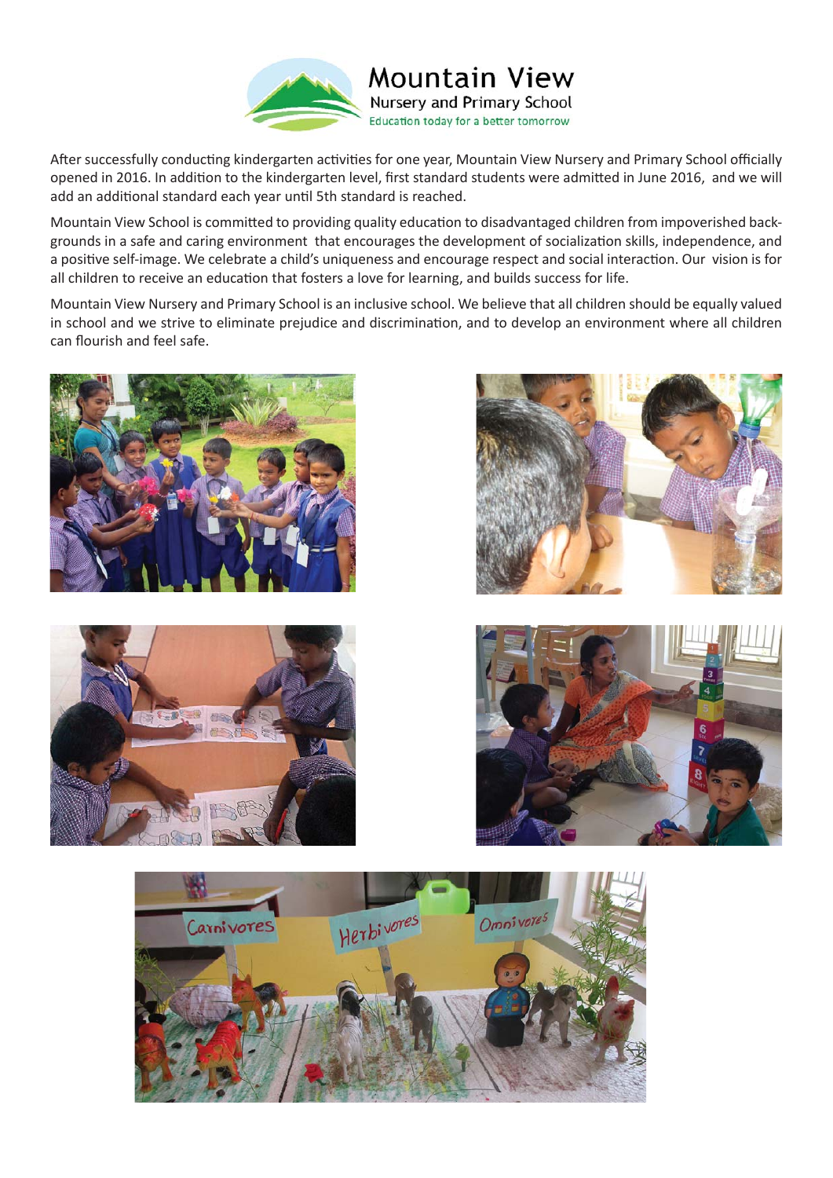# Mountain View

Nursery and Primary School

Education today for a better tomorrow

After successfully conducting kindergarten activities for one year, Mountain View Nursery and Primary School officially opened in 2016. In addition to the kindergarten level, first standard students were admitted in June 2016, and we will add an additional standard each year until 5th standard is reached.

Mountain View School is committed to providing quality education to disadvantaged children from impoverished backgrounds in a safe and caring environment that encourages the development of socialization skills, independence, and a positive self-image. We celebrate a child's uniqueness and encourage respect and social interaction. Our vision is for all children to receive an education that fosters a love for learning, and builds success for life.

Mountain View Nursery and Primary School is an inclusive school. We believe that all children should be equally valued in school and we strive to eliminate prejudice and discrimination, and to develop an environment where all children can flourish and feel safe.